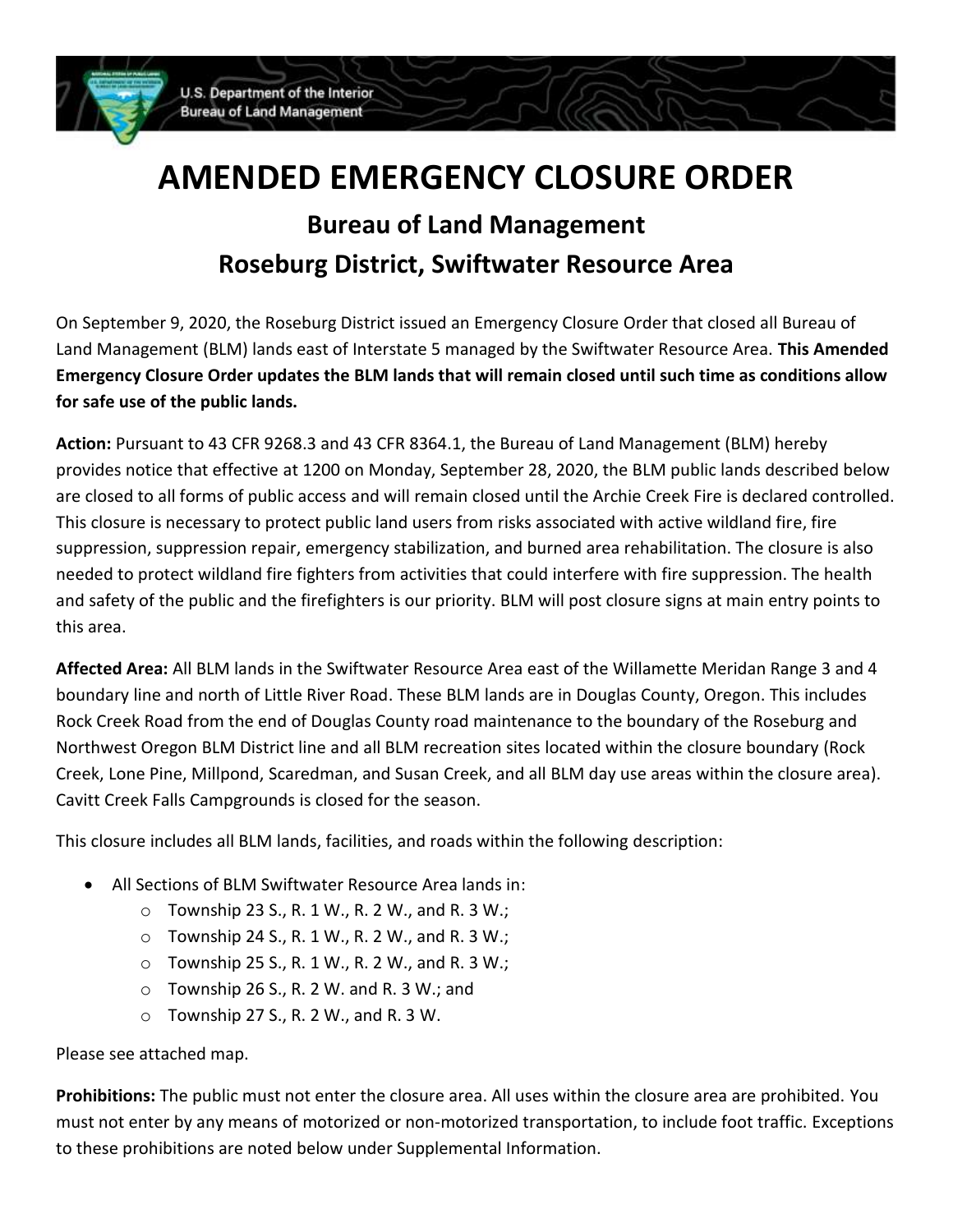# AMENDED EMERGENCY CLOSURE ORDER

## Bureau of Land Management

## Roseburg District, Swiftwater Resource Area

On September 9, 2020, the Roseburg District issued an Emergency Closure Order that closed all Bureau of Land Management (BLM) lands east of Interstate 5 managed by the Swiftwater Resource Area. **This Amended Emergency Closure Order updates the BLM lands that will remain closed until such time as conditions allow for safe use of the public lands.**

**Action:** Pursuant to 43 CFR 9268.3 and 43 CFR 8364.1, the Bureau of Land Management (BLM) hereby provides notice that effective at 1200 on Monday, September 28, 2020, the BLM public lands described below are closed to all forms of public access and will remain closed until the Archie Creek Fire is declared controlled. This closure is necessary to protect public land users from risks associated with active wildland fire, fire suppression, suppression repair, emergency stabilization, and burned area rehabilitation. The closure is also needed to protect wildland fire fighters from activities that could interfere with fire suppression. The health and safety of the public and the firefighters is our priority. BLM will post closure signs at main entry points to this area.

**Affected Area:** All BLM lands in the Swiftwater Resource Area east of the Willamette Meridan Range 3 and 4 boundary line and north of Little River Road. These BLM lands are in Douglas County, Oregon. This includes Rock Creek Road from the end of Douglas County road maintenance to the boundary of the Roseburg and Northwest Oregon BLM District line and all BLM recreation sites located within the closure boundary (Rock Creek, Lone Pine, Millpond, Scaredman, and Susan Creek, and all BLM day use areas within the closure area). Cavitt Creek Falls Campgrounds is closed for the season.

This closure includes all BLM lands, facilities, and roads within the following description:

- All Sections of BLM Swiftwater Resource Area lands in:
  - Township 23 S., R. 1 W., R. 2 W., and R. 3 W.;
  - Township 24 S., R. 1 W., R. 2 W., and R. 3 W.;
  - Township 25 S., R. 1 W., R. 2 W., and R. 3 W.;
  - Township 26 S., R. 2 W. and R. 3 W.; and
  - Township 27 S., R. 2 W., and R. 3 W.

Please see attached map.

**Prohibitions:** The public must not enter the closure area. All uses within the closure area are prohibited. You must not enter by any means of motorized or non-motorized transportation, to include foot traffic. Exceptions to these prohibitions are noted below under Supplemental Information.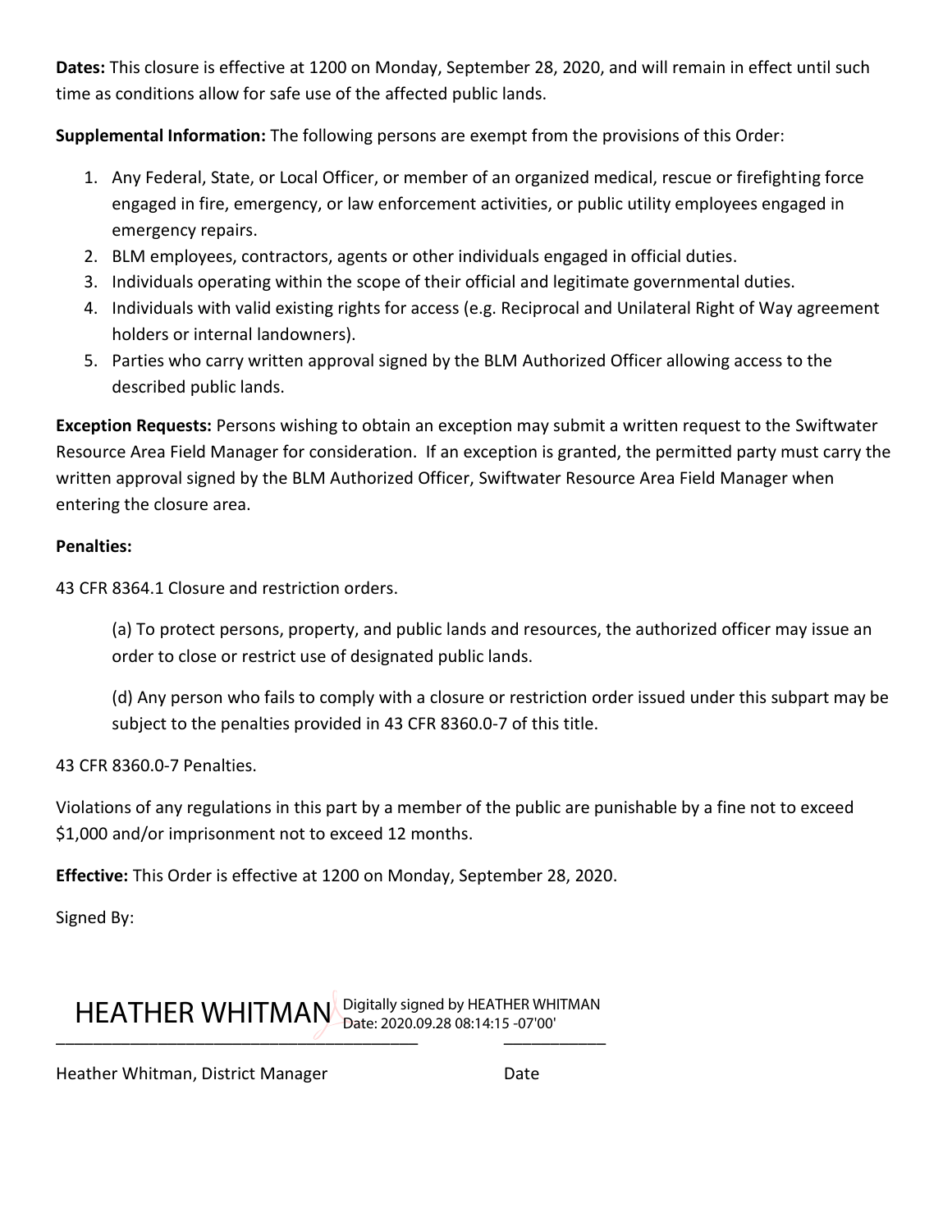**Dates:** This closure is effective at 1200 on Monday, September 28, 2020, and will remain in effect until such time as conditions allow for safe use of the affected public lands.

**Supplemental Information:** The following persons are exempt from the provisions of this Order:

1. Any Federal, State, or Local Officer, or member of an organized medical, rescue or firefighting force engaged in fire, emergency, or law enforcement activities, or public utility employees engaged in emergency repairs.
2. BLM employees, contractors, agents or other individuals engaged in official duties.
3. Individuals operating within the scope of their official and legitimate governmental duties.
4. Individuals with valid existing rights for access (e.g. Reciprocal and Unilateral Right of Way agreement holders or internal landowners).
5. Parties who carry written approval signed by the BLM Authorized Officer allowing access to the described public lands.

**Exception Requests:** Persons wishing to obtain an exception may submit a written request to the Swiftwater Resource Area Field Manager for consideration. If an exception is granted, the permitted party must carry the written approval signed by the BLM Authorized Officer, Swiftwater Resource Area Field Manager when entering the closure area.

**Penalties:**

43 CFR 8364.1 Closure and restriction orders.

> (a) To protect persons, property, and public lands and resources, the authorized officer may issue an order to close or restrict use of designated public lands.
>
> (d) Any person who fails to comply with a closure or restriction order issued under this subpart may be subject to the penalties provided in 43 CFR 8360.0-7 of this title.

43 CFR 8360.0-7 Penalties.

Violations of any regulations in this part by a member of the public are punishable by a fine not to exceed $1,000 and/or imprisonment not to exceed 12 months.

**Effective:** This Order is effective at 1200 on Monday, September 28, 2020.

Signed By:

HEATHER WHITMAN Digitally signed by HEATHER WHITMAN Date: 2020.09.28 08:14:15 -07'00'

Heather Whitman, District Manager Date